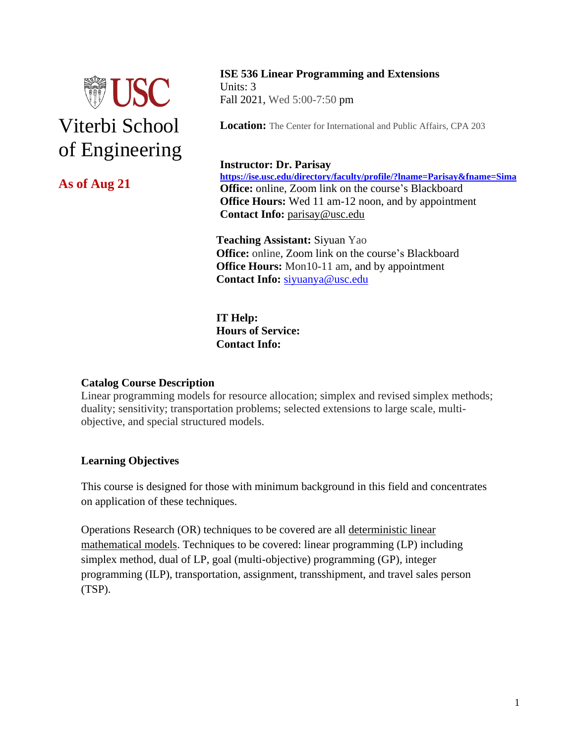USC Viterbi School of Engineering

**As of Aug 21**

**ISE 536 Linear Programming and Extensions**
Units: 3
Fall 2021, Wed 5:00-7:50 pm

**Location:** The Center for International and Public Affairs, CPA 203

**Instructor: Dr. Parisay**
**https://ise.usc.edu/directory/faculty/profile/?lname=Parisay&fname=Sima**
**Office:** online, Zoom link on the course's Blackboard
**Office Hours:** Wed 11 am-12 noon, and by appointment
**Contact Info:** parisay@usc.edu

**Teaching Assistant:** Siyuan Yao
**Office:** online, Zoom link on the course's Blackboard
**Office Hours:** Mon10-11 am, and by appointment
**Contact Info:** siyuanya@usc.edu

**IT Help:**
**Hours of Service:**
**Contact Info:**

**Catalog Course Description**

Linear programming models for resource allocation; simplex and revised simplex methods; duality; sensitivity; transportation problems; selected extensions to large scale, multi-objective, and special structured models.

**Learning Objectives**

This course is designed for those with minimum background in this field and concentrates on application of these techniques.

Operations Research (OR) techniques to be covered are all deterministic linear mathematical models. Techniques to be covered: linear programming (LP) including simplex method, dual of LP, goal (multi-objective) programming (GP), integer programming (ILP), transportation, assignment, transshipment, and travel sales person (TSP).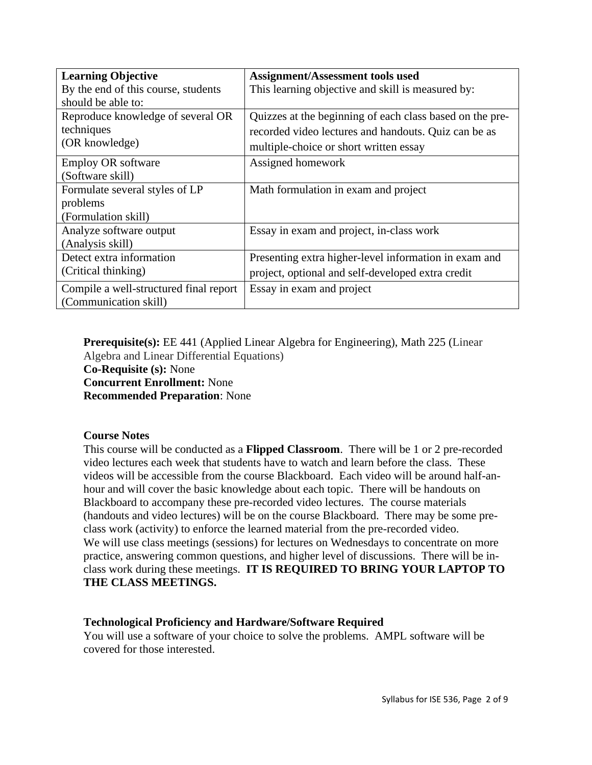| **Learning Objective**<br>By the end of this course, students should be able to: | **Assignment/Assessment tools used**<br>This learning objective and skill is measured by: |
|---|---|
| Reproduce knowledge of several OR techniques<br>(OR knowledge) | Quizzes at the beginning of each class based on the pre-recorded video lectures and handouts. Quiz can be as multiple-choice or short written essay |
| Employ OR software<br>(Software skill) | Assigned homework |
| Formulate several styles of LP problems<br>(Formulation skill) | Math formulation in exam and project |
| Analyze software output<br>(Analysis skill) | Essay in exam and project, in-class work |
| Detect extra information<br>(Critical thinking) | Presenting extra higher-level information in exam and project, optional and self-developed extra credit |
| Compile a well-structured final report<br>(Communication skill) | Essay in exam and project |

**Prerequisite(s):** EE 441 (Applied Linear Algebra for Engineering), Math 225 (Linear Algebra and Linear Differential Equations)
**Co-Requisite (s):** None
**Concurrent Enrollment:** None
**Recommended Preparation**: None

**Course Notes**

This course will be conducted as a **Flipped Classroom**. There will be 1 or 2 pre-recorded video lectures each week that students have to watch and learn before the class. These videos will be accessible from the course Blackboard. Each video will be around half-an-hour and will cover the basic knowledge about each topic. There will be handouts on Blackboard to accompany these pre-recorded video lectures. The course materials (handouts and video lectures) will be on the course Blackboard. There may be some pre-class work (activity) to enforce the learned material from the pre-recorded video.
We will use class meetings (sessions) for lectures on Wednesdays to concentrate on more practice, answering common questions, and higher level of discussions. There will be in-class work during these meetings. **IT IS REQUIRED TO BRING YOUR LAPTOP TO THE CLASS MEETINGS.**

**Technological Proficiency and Hardware/Software Required**

You will use a software of your choice to solve the problems. AMPL software will be covered for those interested.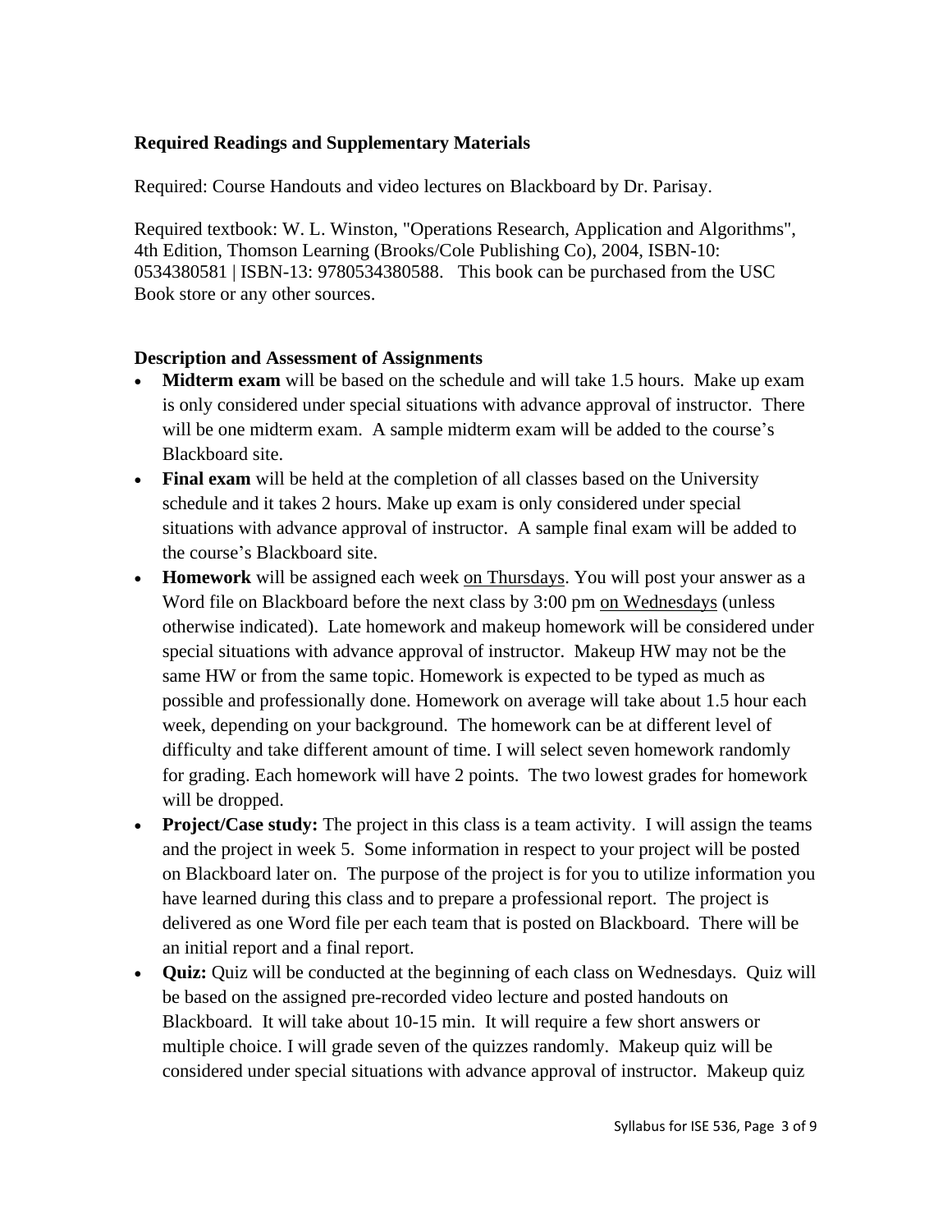**Required Readings and Supplementary Materials**

Required: Course Handouts and video lectures on Blackboard by Dr. Parisay.

Required textbook: W. L. Winston, "Operations Research, Application and Algorithms", 4th Edition, Thomson Learning (Brooks/Cole Publishing Co), 2004, ISBN-10: 0534380581 | ISBN-13: 9780534380588. This book can be purchased from the USC Book store or any other sources.

**Description and Assessment of Assignments**

- **Midterm exam** will be based on the schedule and will take 1.5 hours. Make up exam is only considered under special situations with advance approval of instructor. There will be one midterm exam. A sample midterm exam will be added to the course's Blackboard site.
- **Final exam** will be held at the completion of all classes based on the University schedule and it takes 2 hours. Make up exam is only considered under special situations with advance approval of instructor. A sample final exam will be added to the course's Blackboard site.
- **Homework** will be assigned each week <u>on Thursdays</u>. You will post your answer as a Word file on Blackboard before the next class by 3:00 pm <u>on Wednesdays</u> (unless otherwise indicated). Late homework and makeup homework will be considered under special situations with advance approval of instructor. Makeup HW may not be the same HW or from the same topic. Homework is expected to be typed as much as possible and professionally done. Homework on average will take about 1.5 hour each week, depending on your background. The homework can be at different level of difficulty and take different amount of time. I will select seven homework randomly for grading. Each homework will have 2 points. The two lowest grades for homework will be dropped.
- **Project/Case study:** The project in this class is a team activity. I will assign the teams and the project in week 5. Some information in respect to your project will be posted on Blackboard later on. The purpose of the project is for you to utilize information you have learned during this class and to prepare a professional report. The project is delivered as one Word file per each team that is posted on Blackboard. There will be an initial report and a final report.
- **Quiz:** Quiz will be conducted at the beginning of each class on Wednesdays. Quiz will be based on the assigned pre-recorded video lecture and posted handouts on Blackboard. It will take about 10-15 min. It will require a few short answers or multiple choice. I will grade seven of the quizzes randomly. Makeup quiz will be considered under special situations with advance approval of instructor. Makeup quiz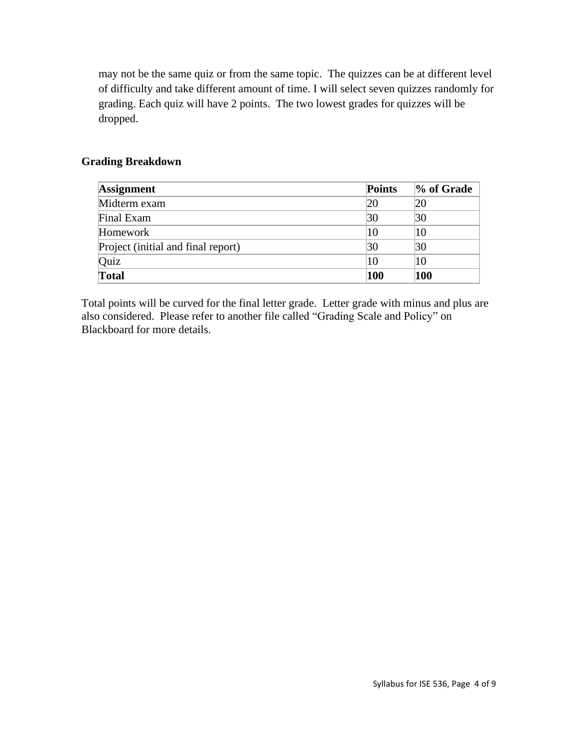may not be the same quiz or from the same topic. The quizzes can be at different level of difficulty and take different amount of time. I will select seven quizzes randomly for grading. Each quiz will have 2 points. The two lowest grades for quizzes will be dropped.

**Grading Breakdown**

| **Assignment** | **Points** | **% of Grade** |
|---|---|---|
| Midterm exam | 20 | 20 |
| Final Exam | 30 | 30 |
| Homework | 10 | 10 |
| Project (initial and final report) | 30 | 30 |
| Quiz | 10 | 10 |
| **Total** | **100** | **100** |

Total points will be curved for the final letter grade. Letter grade with minus and plus are also considered. Please refer to another file called "Grading Scale and Policy" on Blackboard for more details.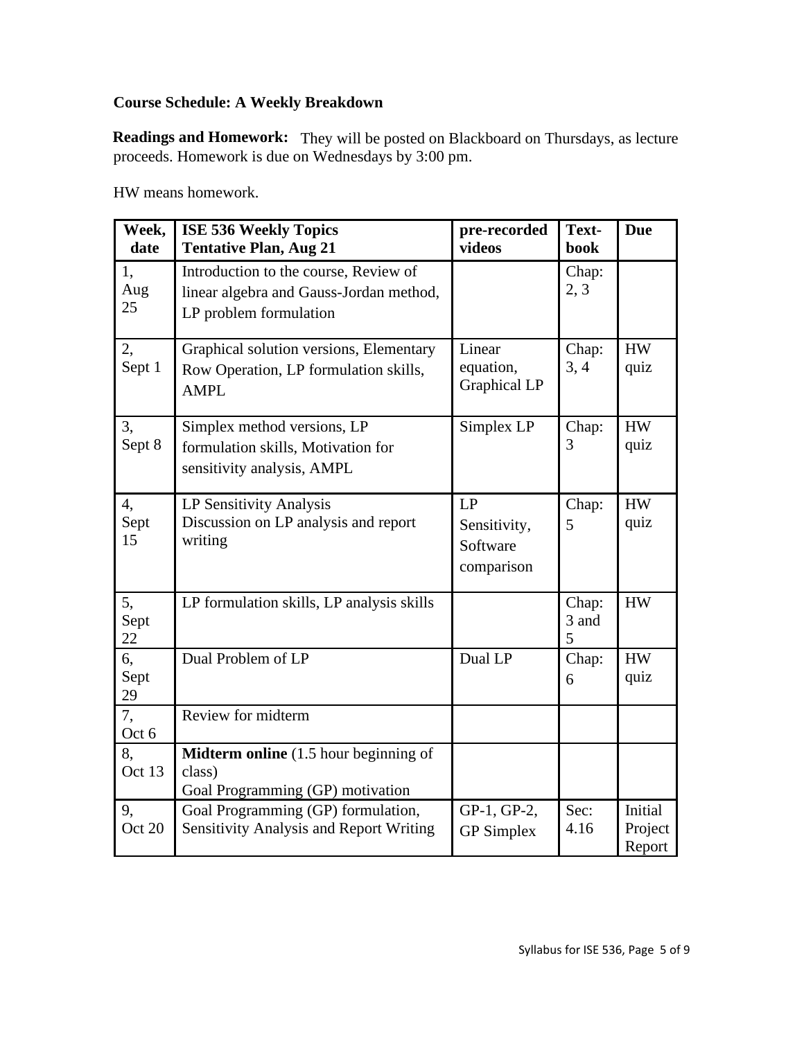**Course Schedule: A Weekly Breakdown**

**Readings and Homework:** They will be posted on Blackboard on Thursdays, as lecture proceeds. Homework is due on Wednesdays by 3:00 pm.

HW means homework.

| Week, date | ISE 536 Weekly Topics Tentative Plan, Aug 21 | pre-recorded videos | Text-book | Due |
|---|---|---|---|---|
| 1, Aug 25 | Introduction to the course, Review of linear algebra and Gauss-Jordan method, LP problem formulation | | Chap: 2, 3 | |
| 2, Sept 1 | Graphical solution versions, Elementary Row Operation, LP formulation skills, AMPL | Linear equation, Graphical LP | Chap: 3, 4 | HW quiz |
| 3, Sept 8 | Simplex method versions, LP formulation skills, Motivation for sensitivity analysis, AMPL | Simplex LP | Chap: 3 | HW quiz |
| 4, Sept 15 | LP Sensitivity Analysis<br>Discussion on LP analysis and report writing | LP Sensitivity, Software comparison | Chap: 5 | HW quiz |
| 5, Sept 22 | LP formulation skills, LP analysis skills | | Chap: 3 and 5 | HW |
| 6, Sept 29 | Dual Problem of LP | Dual LP | Chap: 6 | HW quiz |
| 7, Oct 6 | Review for midterm | | | |
| 8, Oct 13 | **Midterm online** (1.5 hour beginning of class)<br>Goal Programming (GP) motivation | | | |
| 9, Oct 20 | Goal Programming (GP) formulation, Sensitivity Analysis and Report Writing | GP-1, GP-2, GP Simplex | Sec: 4.16 | Initial Project Report |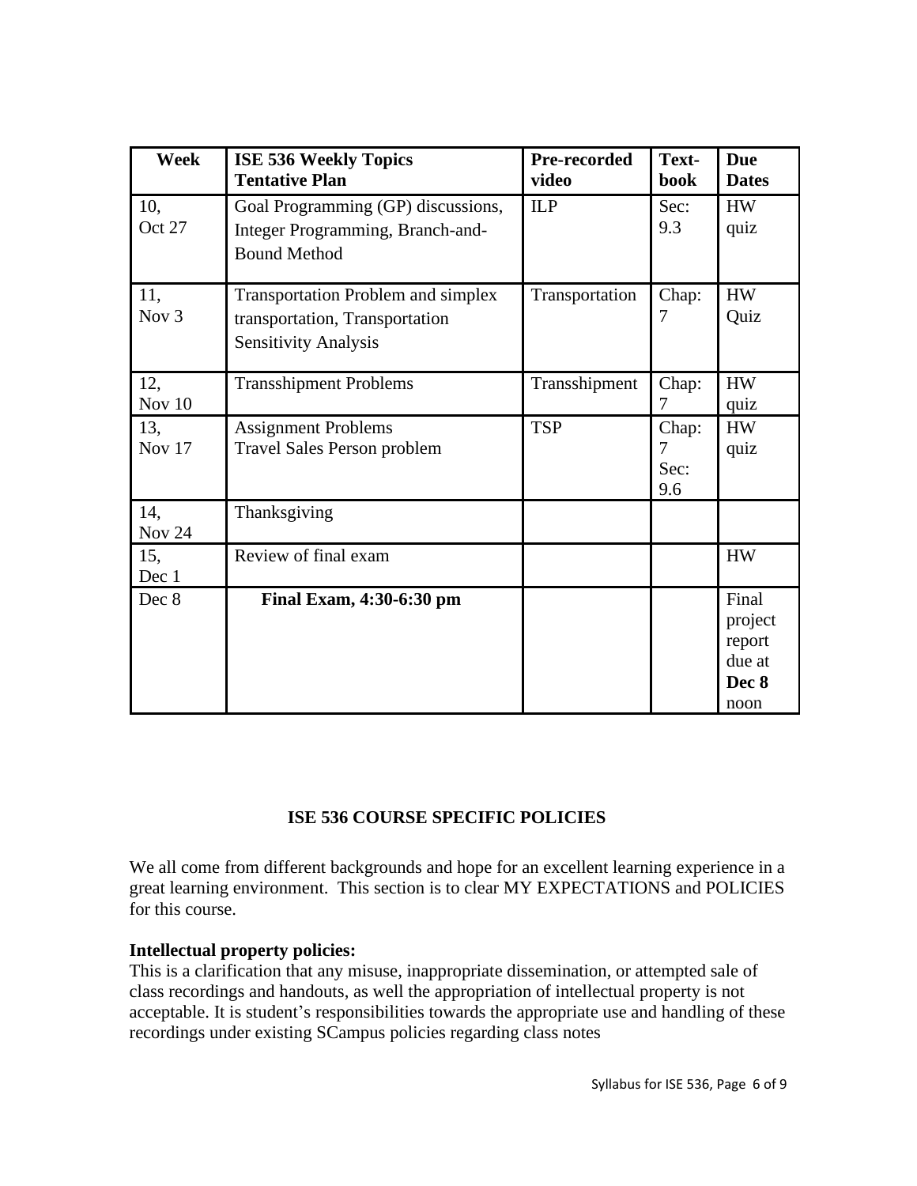| Week | ISE 536 Weekly Topics Tentative Plan | Pre-recorded video | Text-book | Due Dates |
| --- | --- | --- | --- | --- |
| 10, Oct 27 | Goal Programming (GP) discussions, Integer Programming, Branch-and-Bound Method | ILP | Sec: 9.3 | HW quiz |
| 11, Nov 3 | Transportation Problem and simplex transportation, Transportation Sensitivity Analysis | Transportation | Chap: 7 | HW Quiz |
| 12, Nov 10 | Transshipment Problems | Transshipment | Chap: 7 | HW quiz |
| 13, Nov 17 | Assignment Problems<br>Travel Sales Person problem | TSP | Chap: 7<br>Sec: 9.6 | HW quiz |
| 14, Nov 24 | Thanksgiving | | | |
| 15, Dec 1 | Review of final exam | | | HW |
| Dec 8 | **Final Exam, 4:30-6:30 pm** | | | Final project report due at **Dec 8** noon |

## ISE 536 COURSE SPECIFIC POLICIES

We all come from different backgrounds and hope for an excellent learning experience in a great learning environment. This section is to clear MY EXPECTATIONS and POLICIES for this course.

**Intellectual property policies:**
This is a clarification that any misuse, inappropriate dissemination, or attempted sale of class recordings and handouts, as well the appropriation of intellectual property is not acceptable. It is student's responsibilities towards the appropriate use and handling of these recordings under existing SCampus policies regarding class notes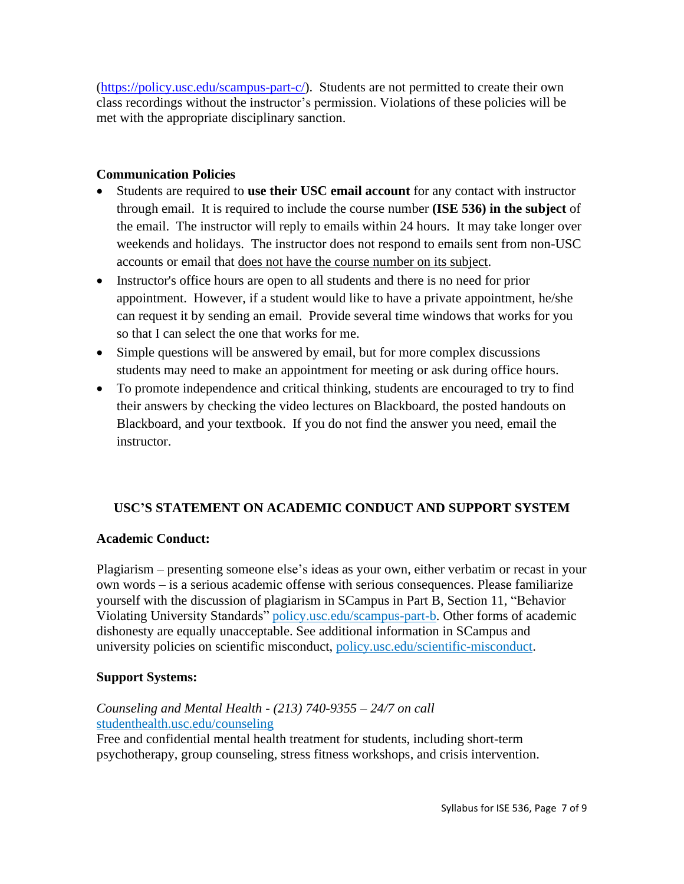(https://policy.usc.edu/scampus-part-c/). Students are not permitted to create their own class recordings without the instructor's permission. Violations of these policies will be met with the appropriate disciplinary sanction.

**Communication Policies**

- Students are required to **use their USC email account** for any contact with instructor through email. It is required to include the course number **(ISE 536) in the subject** of the email. The instructor will reply to emails within 24 hours. It may take longer over weekends and holidays. The instructor does not respond to emails sent from non-USC accounts or email that does not have the course number on its subject.
- Instructor's office hours are open to all students and there is no need for prior appointment. However, if a student would like to have a private appointment, he/she can request it by sending an email. Provide several time windows that works for you so that I can select the one that works for me.
- Simple questions will be answered by email, but for more complex discussions students may need to make an appointment for meeting or ask during office hours.
- To promote independence and critical thinking, students are encouraged to try to find their answers by checking the video lectures on Blackboard, the posted handouts on Blackboard, and your textbook. If you do not find the answer you need, email the instructor.

## USC'S STATEMENT ON ACADEMIC CONDUCT AND SUPPORT SYSTEM

**Academic Conduct:**

Plagiarism – presenting someone else's ideas as your own, either verbatim or recast in your own words – is a serious academic offense with serious consequences. Please familiarize yourself with the discussion of plagiarism in SCampus in Part B, Section 11, "Behavior Violating University Standards" policy.usc.edu/scampus-part-b. Other forms of academic dishonesty are equally unacceptable. See additional information in SCampus and university policies on scientific misconduct, policy.usc.edu/scientific-misconduct.

**Support Systems:**

*Counseling and Mental Health - (213) 740-9355 – 24/7 on call*
studenthealth.usc.edu/counseling
Free and confidential mental health treatment for students, including short-term psychotherapy, group counseling, stress fitness workshops, and crisis intervention.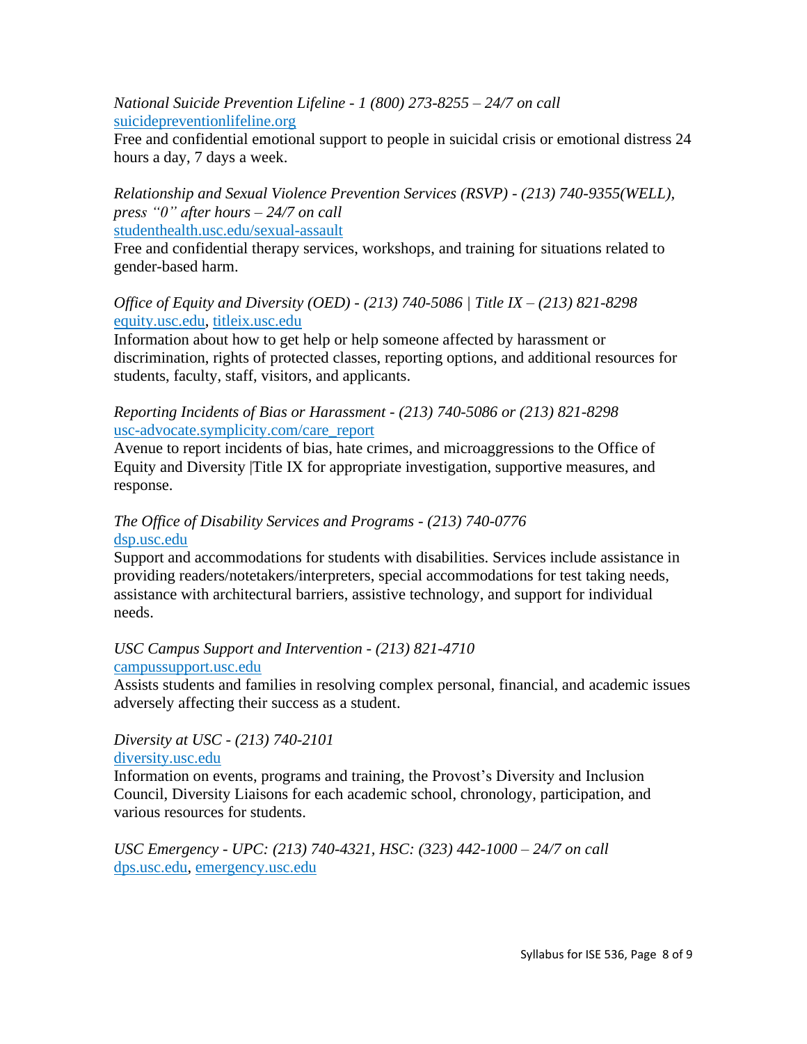*National Suicide Prevention Lifeline - 1 (800) 273-8255 – 24/7 on call*
suicidepreventionlifeline.org
Free and confidential emotional support to people in suicidal crisis or emotional distress 24 hours a day, 7 days a week.

*Relationship and Sexual Violence Prevention Services (RSVP) - (213) 740-9355(WELL), press "0" after hours – 24/7 on call*
studenthealth.usc.edu/sexual-assault
Free and confidential therapy services, workshops, and training for situations related to gender-based harm.

*Office of Equity and Diversity (OED) - (213) 740-5086 | Title IX – (213) 821-8298*
equity.usc.edu, titleix.usc.edu
Information about how to get help or help someone affected by harassment or discrimination, rights of protected classes, reporting options, and additional resources for students, faculty, staff, visitors, and applicants.

*Reporting Incidents of Bias or Harassment - (213) 740-5086 or (213) 821-8298*
usc-advocate.symplicity.com/care_report
Avenue to report incidents of bias, hate crimes, and microaggressions to the Office of Equity and Diversity |Title IX for appropriate investigation, supportive measures, and response.

*The Office of Disability Services and Programs - (213) 740-0776*
dsp.usc.edu
Support and accommodations for students with disabilities. Services include assistance in providing readers/notetakers/interpreters, special accommodations for test taking needs, assistance with architectural barriers, assistive technology, and support for individual needs.

*USC Campus Support and Intervention - (213) 821-4710*
campussupport.usc.edu
Assists students and families in resolving complex personal, financial, and academic issues adversely affecting their success as a student.

*Diversity at USC - (213) 740-2101*
diversity.usc.edu
Information on events, programs and training, the Provost's Diversity and Inclusion Council, Diversity Liaisons for each academic school, chronology, participation, and various resources for students.

*USC Emergency - UPC: (213) 740-4321, HSC: (323) 442-1000 – 24/7 on call*
dps.usc.edu, emergency.usc.edu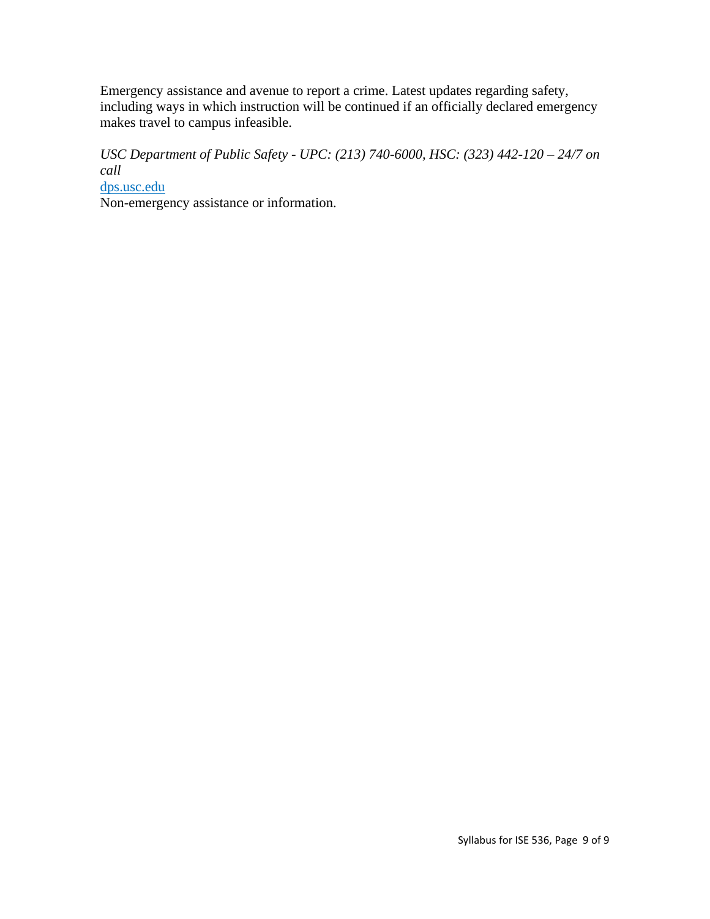Emergency assistance and avenue to report a crime. Latest updates regarding safety, including ways in which instruction will be continued if an officially declared emergency makes travel to campus infeasible.

*USC Department of Public Safety - UPC: (213) 740-6000, HSC: (323) 442-120 – 24/7 on call*

[dps.usc.edu](dps.usc.edu)

Non-emergency assistance or information.